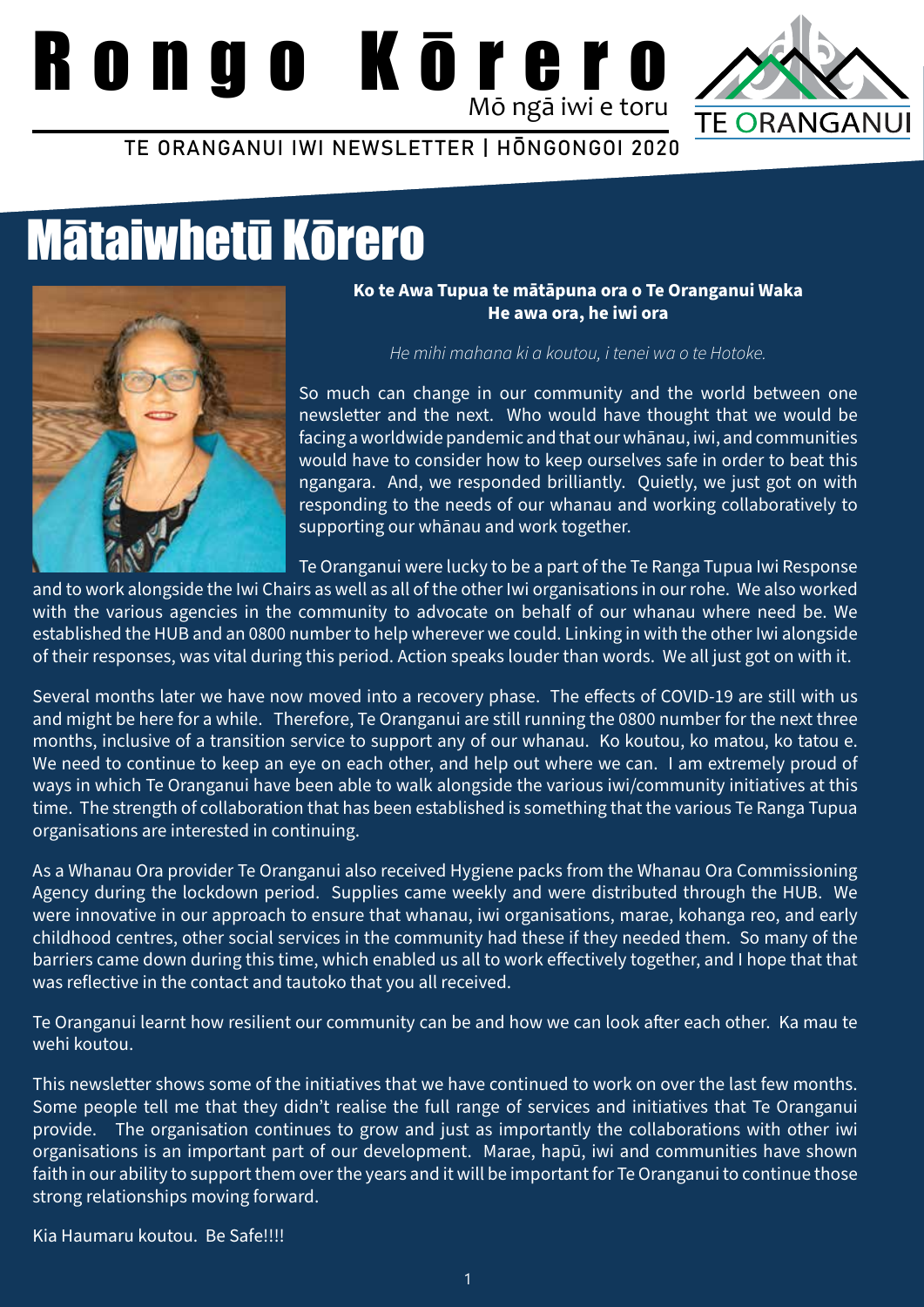# Rongo Kōrero

Mō ngā iwi e toru

TE ORANGANUI IWI NEWSLETTER | HŌNGONGOI 2020

TE ORANGANUI

## Mātaiwhetū Kōrero

**Ko te Awa Tupua te mātāpuna ora o Te Oranganui Waka**
**He awa ora, he iwi ora**

*He mihi mahana ki a koutou, i tenei wa o te Hotoke.*

So much can change in our community and the world between one newsletter and the next. Who would have thought that we would be facing a worldwide pandemic and that our whānau, iwi, and communities would have to consider how to keep ourselves safe in order to beat this ngangara. And, we responded brilliantly. Quietly, we just got on with responding to the needs of our whanau and working collaboratively to supporting our whānau and work together.

Te Oranganui were lucky to be a part of the Te Ranga Tupua Iwi Response and to work alongside the Iwi Chairs as well as all of the other Iwi organisations in our rohe. We also worked with the various agencies in the community to advocate on behalf of our whanau where need be. We established the HUB and an 0800 number to help wherever we could. Linking in with the other Iwi alongside of their responses, was vital during this period. Action speaks louder than words. We all just got on with it.

Several months later we have now moved into a recovery phase. The effects of COVID-19 are still with us and might be here for a while. Therefore, Te Oranganui are still running the 0800 number for the next three months, inclusive of a transition service to support any of our whanau. Ko koutou, ko matou, ko tatou e. We need to continue to keep an eye on each other, and help out where we can. I am extremely proud of ways in which Te Oranganui have been able to walk alongside the various iwi/community initiatives at this time. The strength of collaboration that has been established is something that the various Te Ranga Tupua organisations are interested in continuing.

As a Whanau Ora provider Te Oranganui also received Hygiene packs from the Whanau Ora Commissioning Agency during the lockdown period. Supplies came weekly and were distributed through the HUB. We were innovative in our approach to ensure that whanau, iwi organisations, marae, kohanga reo, and early childhood centres, other social services in the community had these if they needed them. So many of the barriers came down during this time, which enabled us all to work effectively together, and I hope that that was reflective in the contact and tautoko that you all received.

Te Oranganui learnt how resilient our community can be and how we can look after each other. Ka mau te wehi koutou.

This newsletter shows some of the initiatives that we have continued to work on over the last few months. Some people tell me that they didn't realise the full range of services and initiatives that Te Oranganui provide. The organisation continues to grow and just as importantly the collaborations with other iwi organisations is an important part of our development. Marae, hapū, iwi and communities have shown faith in our ability to support them over the years and it will be important for Te Oranganui to continue those strong relationships moving forward.

Kia Haumaru koutou. Be Safe!!!!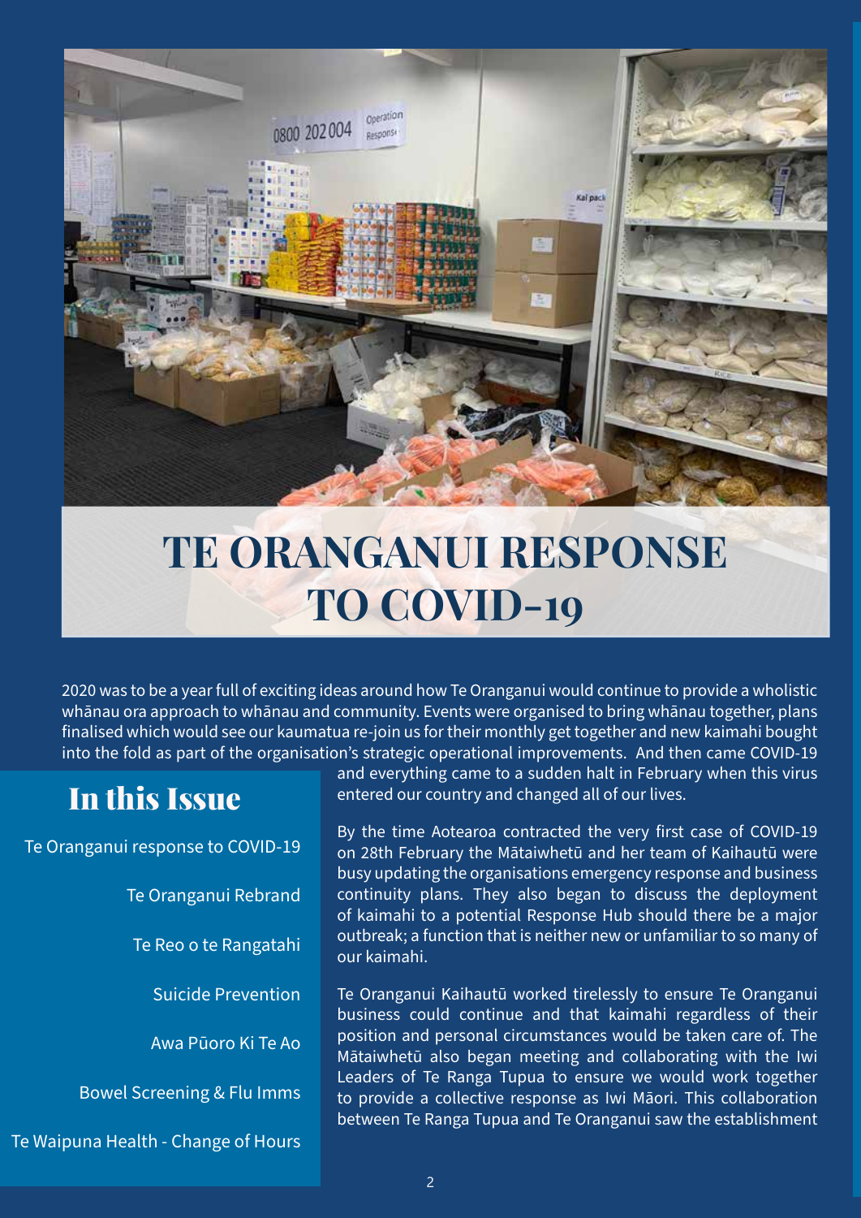# TE ORANGANUI RESPONSE TO COVID-19

2020 was to be a year full of exciting ideas around how Te Oranganui would continue to provide a wholistic whānau ora approach to whānau and community. Events were organised to bring whānau together, plans finalised which would see our kaumatua re-join us for their monthly get together and new kaimahi bought into the fold as part of the organisation's strategic operational improvements. And then came COVID-19 and everything came to a sudden halt in February when this virus entered our country and changed all of our lives.

## In this Issue

- Te Oranganui response to COVID-19
- Te Oranganui Rebrand
- Te Reo o te Rangatahi
- Suicide Prevention
- Awa Pūoro Ki Te Ao
- Bowel Screening & Flu Imms
- Te Waipuna Health - Change of Hours

By the time Aotearoa contracted the very first case of COVID-19 on 28th February the Mātaiwhetū and her team of Kaihautū were busy updating the organisations emergency response and business continuity plans. They also began to discuss the deployment of kaimahi to a potential Response Hub should there be a major outbreak; a function that is neither new or unfamiliar to so many of our kaimahi.

Te Oranganui Kaihautū worked tirelessly to ensure Te Oranganui business could continue and that kaimahi regardless of their position and personal circumstances would be taken care of. The Mātaiwhetū also began meeting and collaborating with the Iwi Leaders of Te Ranga Tupua to ensure we would work together to provide a collective response as Iwi Māori. This collaboration between Te Ranga Tupua and Te Oranganui saw the establishment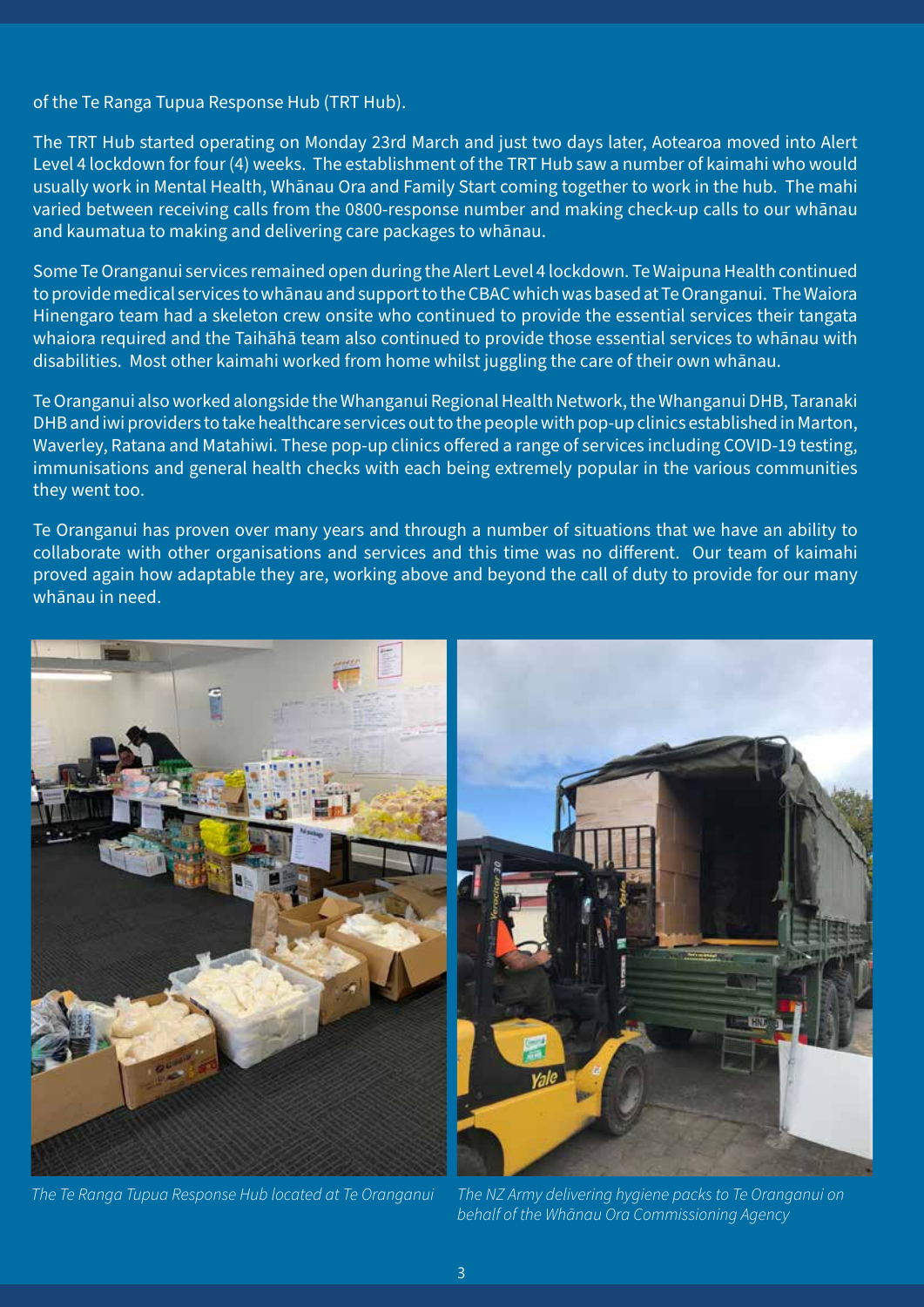of the Te Ranga Tupua Response Hub (TRT Hub).

The TRT Hub started operating on Monday 23rd March and just two days later, Aotearoa moved into Alert Level 4 lockdown for four (4) weeks. The establishment of the TRT Hub saw a number of kaimahi who would usually work in Mental Health, Whānau Ora and Family Start coming together to work in the hub. The mahi varied between receiving calls from the 0800-response number and making check-up calls to our whānau and kaumatua to making and delivering care packages to whānau.

Some Te Oranganui services remained open during the Alert Level 4 lockdown. Te Waipuna Health continued to provide medical services to whānau and support to the CBAC which was based at Te Oranganui. The Waiora Hinengaro team had a skeleton crew onsite who continued to provide the essential services their tangata whaiora required and the Taihāhā team also continued to provide those essential services to whānau with disabilities. Most other kaimahi worked from home whilst juggling the care of their own whānau.

Te Oranganui also worked alongside the Whanganui Regional Health Network, the Whanganui DHB, Taranaki DHB and iwi providers to take healthcare services out to the people with pop-up clinics established in Marton, Waverley, Ratana and Matahiwi. These pop-up clinics offered a range of services including COVID-19 testing, immunisations and general health checks with each being extremely popular in the various communities they went too.

Te Oranganui has proven over many years and through a number of situations that we have an ability to collaborate with other organisations and services and this time was no different. Our team of kaimahi proved again how adaptable they are, working above and beyond the call of duty to provide for our many whānau in need.

*The Te Ranga Tupua Response Hub located at Te Oranganui*

*The NZ Army delivering hygiene packs to Te Oranganui on behalf of the Whānau Ora Commissioning Agency*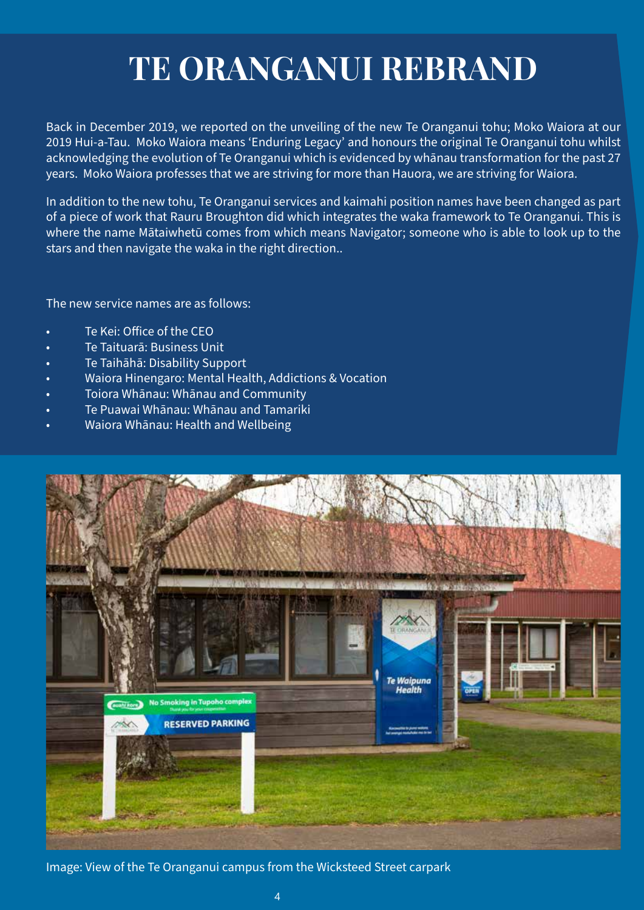# TE ORANGANUI REBRAND

Back in December 2019, we reported on the unveiling of the new Te Oranganui tohu; Moko Waiora at our 2019 Hui-a-Tau. Moko Waiora means 'Enduring Legacy' and honours the original Te Oranganui tohu whilst acknowledging the evolution of Te Oranganui which is evidenced by whānau transformation for the past 27 years. Moko Waiora professes that we are striving for more than Hauora, we are striving for Waiora.

In addition to the new tohu, Te Oranganui services and kaimahi position names have been changed as part of a piece of work that Rauru Broughton did which integrates the waka framework to Te Oranganui. This is where the name Mātaiwhetū comes from which means Navigator; someone who is able to look up to the stars and then navigate the waka in the right direction..

The new service names are as follows:

- Te Kei: Office of the CEO
- Te Taituarā: Business Unit
- Te Taihāhā: Disability Support
- Waiora Hinengaro: Mental Health, Addictions & Vocation
- Toiora Whānau: Whānau and Community
- Te Puawai Whānau: Whānau and Tamariki
- Waiora Whānau: Health and Wellbeing

Image: View of the Te Oranganui campus from the Wicksteed Street carpark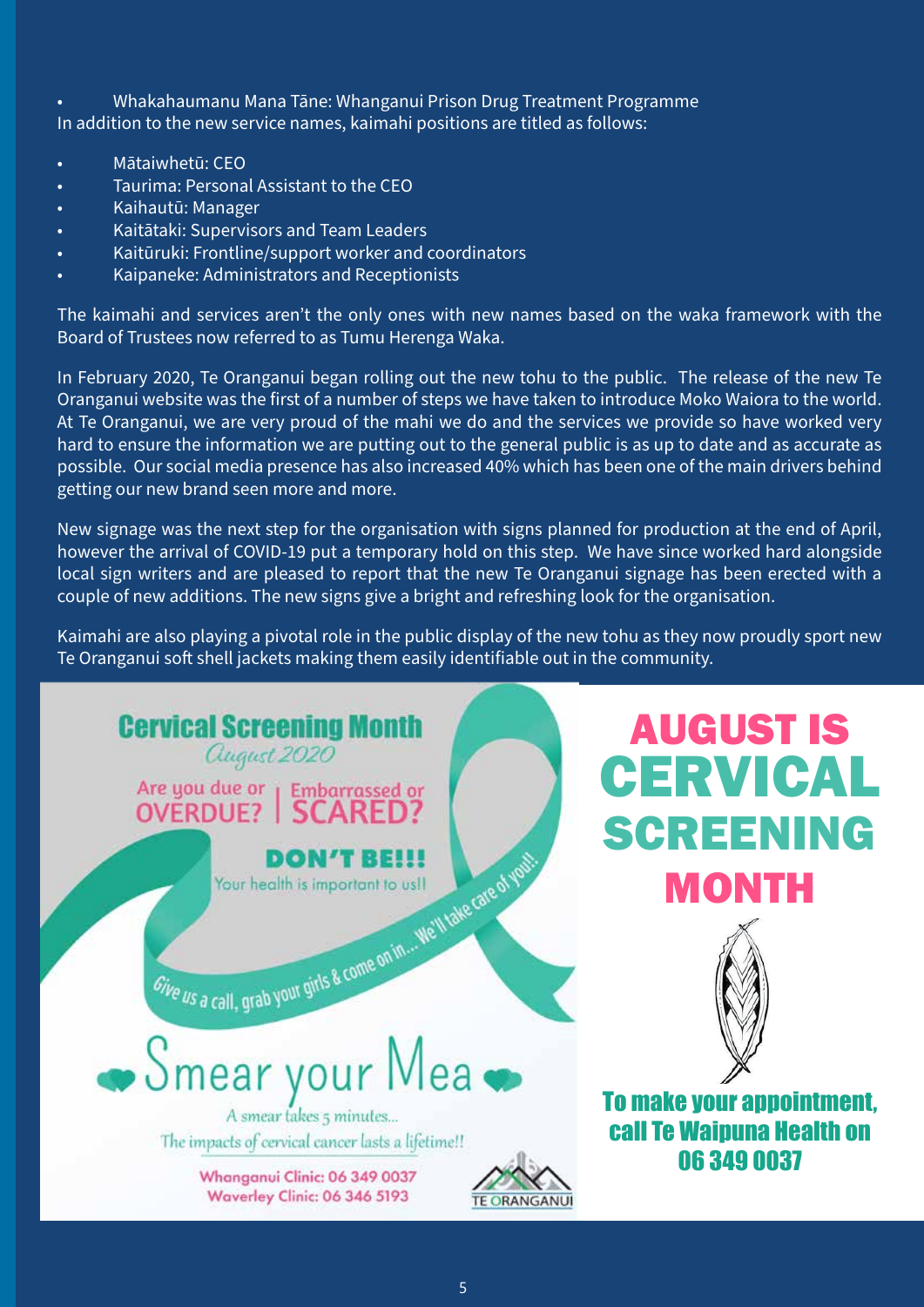- Whakahaumanu Mana Tāne: Whanganui Prison Drug Treatment Programme

In addition to the new service names, kaimahi positions are titled as follows:

- Mātaiwhetū: CEO
- Taurima: Personal Assistant to the CEO
- Kaihautū: Manager
- Kaitātaki: Supervisors and Team Leaders
- Kaitūruki: Frontline/support worker and coordinators
- Kaipaneke: Administrators and Receptionists

The kaimahi and services aren't the only ones with new names based on the waka framework with the Board of Trustees now referred to as Tumu Herenga Waka.

In February 2020, Te Oranganui began rolling out the new tohu to the public. The release of the new Te Oranganui website was the first of a number of steps we have taken to introduce Moko Waiora to the world. At Te Oranganui, we are very proud of the mahi we do and the services we provide so have worked very hard to ensure the information we are putting out to the general public is as up to date and as accurate as possible. Our social media presence has also increased 40% which has been one of the main drivers behind getting our new brand seen more and more.

New signage was the next step for the organisation with signs planned for production at the end of April, however the arrival of COVID-19 put a temporary hold on this step. We have since worked hard alongside local sign writers and are pleased to report that the new Te Oranganui signage has been erected with a couple of new additions. The new signs give a bright and refreshing look for the organisation.

Kaimahi are also playing a pivotal role in the public display of the new tohu as they now proudly sport new Te Oranganui soft shell jackets making them easily identifiable out in the community.

**Cervical Screening Month**
*August 2020*

Are you due or OVERDUE? | Embarrassed or SCARED?

**DON'T BE!!!**
Your health is important to us!!

Give us a call, grab your girls & come on in... We'll take care of you!!

**Smear your Mea**

A smear takes 5 minutes...
The impacts of cervical cancer lasts a lifetime!!

Whanganui Clinic: 06 349 0037
Waverley Clinic: 06 346 5193

TE ORANGANUI

# AUGUST IS CERVICAL SCREENING MONTH

**To make your appointment, call Te Waipuna Health on 06 349 0037**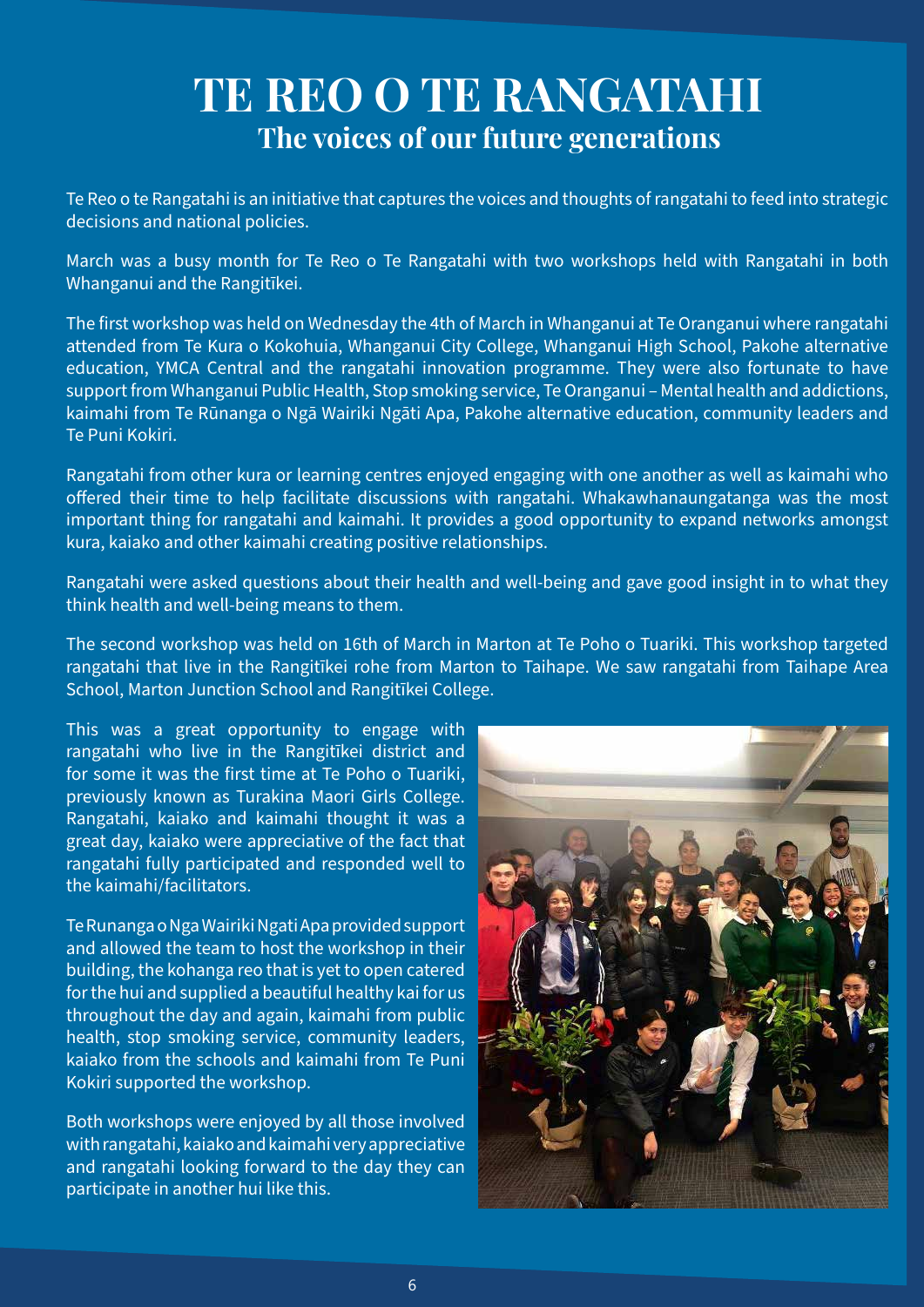# TE REO O TE RANGATAHI

## The voices of our future generations

Te Reo o te Rangatahi is an initiative that captures the voices and thoughts of rangatahi to feed into strategic decisions and national policies.

March was a busy month for Te Reo o Te Rangatahi with two workshops held with Rangatahi in both Whanganui and the Rangitīkei.

The first workshop was held on Wednesday the 4th of March in Whanganui at Te Oranganui where rangatahi attended from Te Kura o Kokohuia, Whanganui City College, Whanganui High School, Pakohe alternative education, YMCA Central and the rangatahi innovation programme. They were also fortunate to have support from Whanganui Public Health, Stop smoking service, Te Oranganui – Mental health and addictions, kaimahi from Te Rūnanga o Ngā Wairiki Ngāti Apa, Pakohe alternative education, community leaders and Te Puni Kokiri.

Rangatahi from other kura or learning centres enjoyed engaging with one another as well as kaimahi who offered their time to help facilitate discussions with rangatahi. Whakawhanaungatanga was the most important thing for rangatahi and kaimahi. It provides a good opportunity to expand networks amongst kura, kaiako and other kaimahi creating positive relationships.

Rangatahi were asked questions about their health and well-being and gave good insight in to what they think health and well-being means to them.

The second workshop was held on 16th of March in Marton at Te Poho o Tuariki. This workshop targeted rangatahi that live in the Rangitīkei rohe from Marton to Taihape. We saw rangatahi from Taihape Area School, Marton Junction School and Rangitīkei College.

This was a great opportunity to engage with rangatahi who live in the Rangitīkei district and for some it was the first time at Te Poho o Tuariki, previously known as Turakina Maori Girls College. Rangatahi, kaiako and kaimahi thought it was a great day, kaiako were appreciative of the fact that rangatahi fully participated and responded well to the kaimahi/facilitators.

Te Runanga o Nga Wairiki Ngati Apa provided support and allowed the team to host the workshop in their building, the kohanga reo that is yet to open catered for the hui and supplied a beautiful healthy kai for us throughout the day and again, kaimahi from public health, stop smoking service, community leaders, kaiako from the schools and kaimahi from Te Puni Kokiri supported the workshop.

Both workshops were enjoyed by all those involved with rangatahi, kaiako and kaimahi very appreciative and rangatahi looking forward to the day they can participate in another hui like this.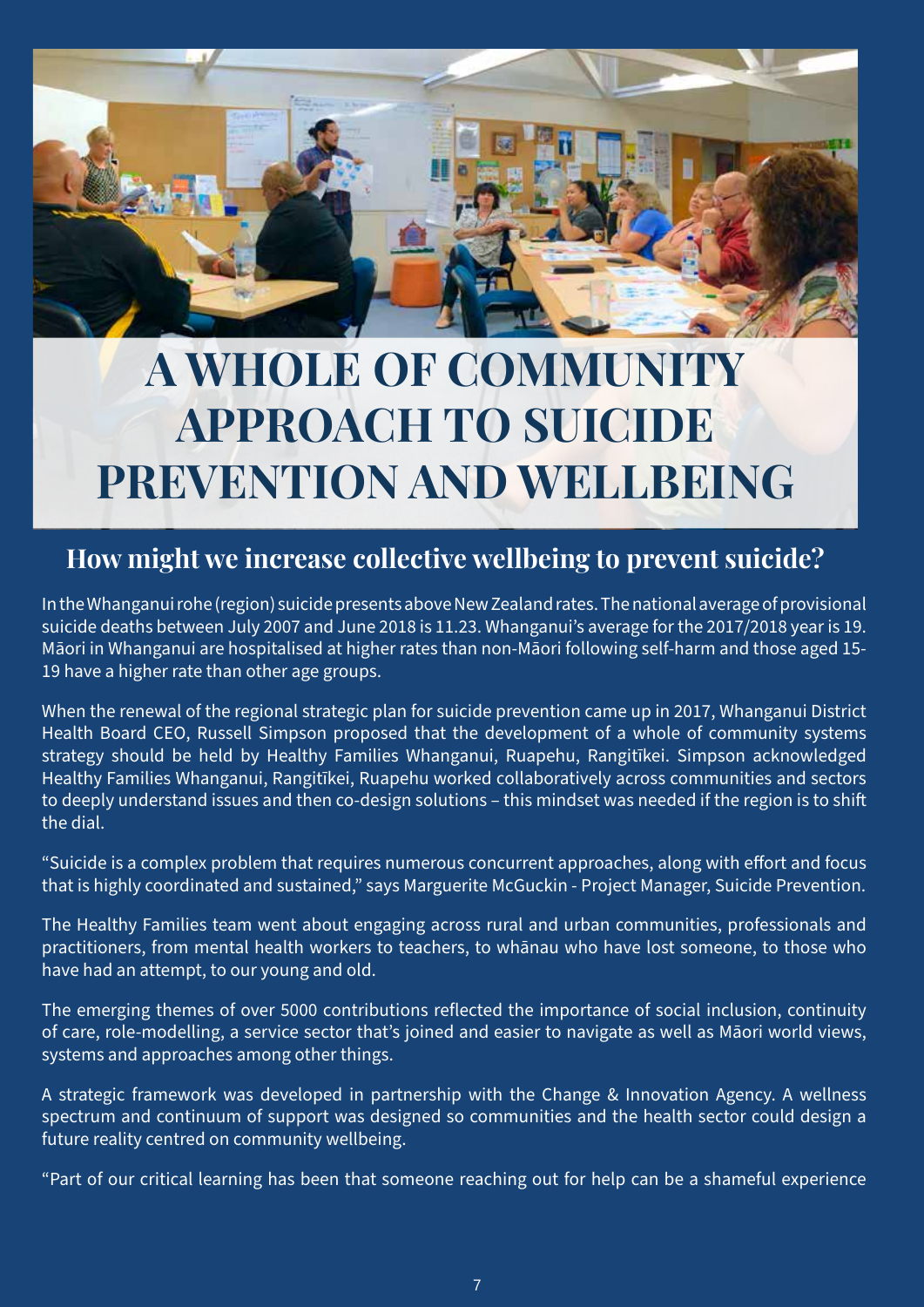# A WHOLE OF COMMUNITY APPROACH TO SUICIDE PREVENTION AND WELLBEING

## How might we increase collective wellbeing to prevent suicide?

In the Whanganui rohe (region) suicide presents above New Zealand rates. The national average of provisional suicide deaths between July 2007 and June 2018 is 11.23. Whanganui's average for the 2017/2018 year is 19. Māori in Whanganui are hospitalised at higher rates than non-Māori following self-harm and those aged 15-19 have a higher rate than other age groups.

When the renewal of the regional strategic plan for suicide prevention came up in 2017, Whanganui District Health Board CEO, Russell Simpson proposed that the development of a whole of community systems strategy should be held by Healthy Families Whanganui, Ruapehu, Rangitīkei. Simpson acknowledged Healthy Families Whanganui, Rangitīkei, Ruapehu worked collaboratively across communities and sectors to deeply understand issues and then co-design solutions – this mindset was needed if the region is to shift the dial.

"Suicide is a complex problem that requires numerous concurrent approaches, along with effort and focus that is highly coordinated and sustained," says Marguerite McGuckin - Project Manager, Suicide Prevention.

The Healthy Families team went about engaging across rural and urban communities, professionals and practitioners, from mental health workers to teachers, to whānau who have lost someone, to those who have had an attempt, to our young and old.

The emerging themes of over 5000 contributions reflected the importance of social inclusion, continuity of care, role-modelling, a service sector that's joined and easier to navigate as well as Māori world views, systems and approaches among other things.

A strategic framework was developed in partnership with the Change & Innovation Agency. A wellness spectrum and continuum of support was designed so communities and the health sector could design a future reality centred on community wellbeing.

"Part of our critical learning has been that someone reaching out for help can be a shameful experience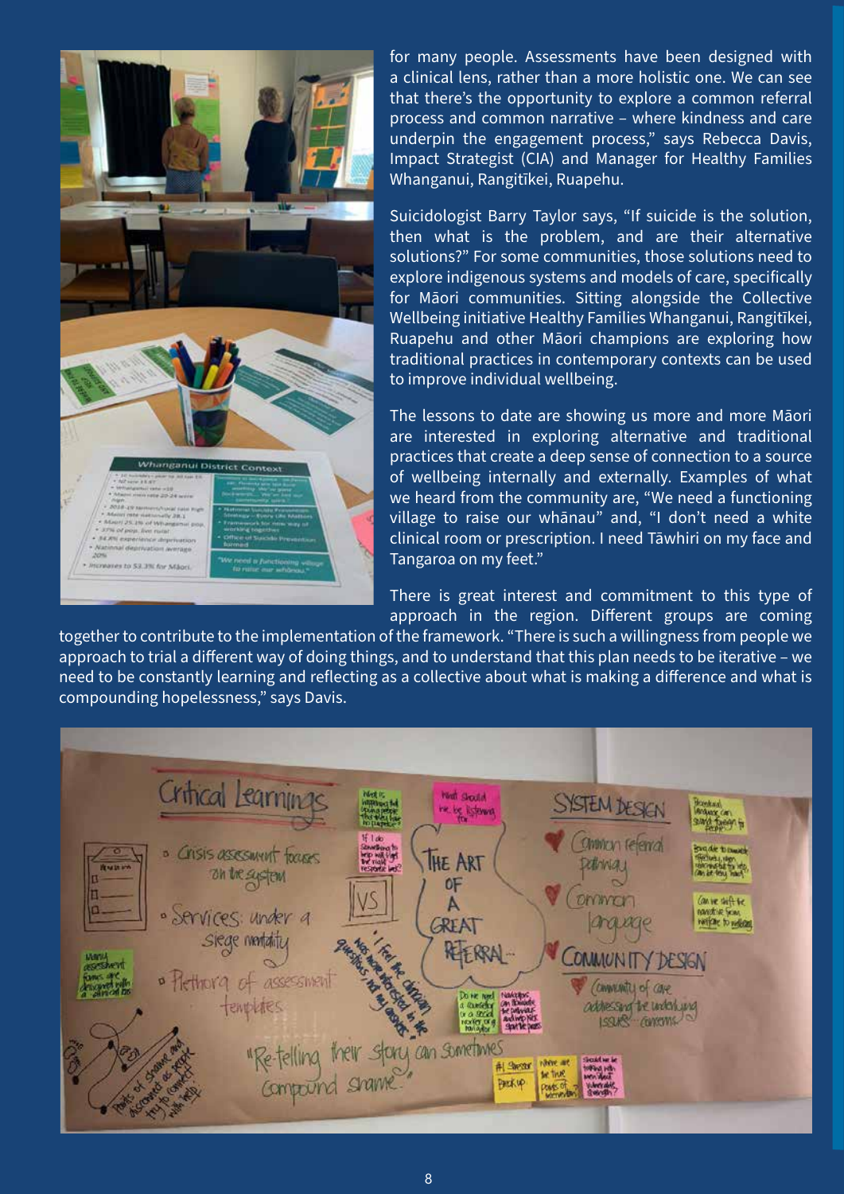for many people. Assessments have been designed with a clinical lens, rather than a more holistic one. We can see that there's the opportunity to explore a common referral process and common narrative – where kindness and care underpin the engagement process," says Rebecca Davis, Impact Strategist (CIA) and Manager for Healthy Families Whanganui, Rangitīkei, Ruapehu.

Suicidologist Barry Taylor says, "If suicide is the solution, then what is the problem, and are their alternative solutions?" For some communities, those solutions need to explore indigenous systems and models of care, specifically for Māori communities. Sitting alongside the Collective Wellbeing initiative Healthy Families Whanganui, Rangitīkei, Ruapehu and other Māori champions are exploring how traditional practices in contemporary contexts can be used to improve individual wellbeing.

The lessons to date are showing us more and more Māori are interested in exploring alternative and traditional practices that create a deep sense of connection to a source of wellbeing internally and externally. Examples of what we heard from the community are, "We need a functioning village to raise our whānau" and, "I don't need a white clinical room or prescription. I need Tāwhiri on my face and Tangaroa on my feet."

There is great interest and commitment to this type of approach in the region. Different groups are coming together to contribute to the implementation of the framework. "There is such a willingness from people we approach to trial a different way of doing things, and to understand that this plan needs to be iterative – we need to be constantly learning and reflecting as a collective about what is making a difference and what is compounding hopelessness," says Davis.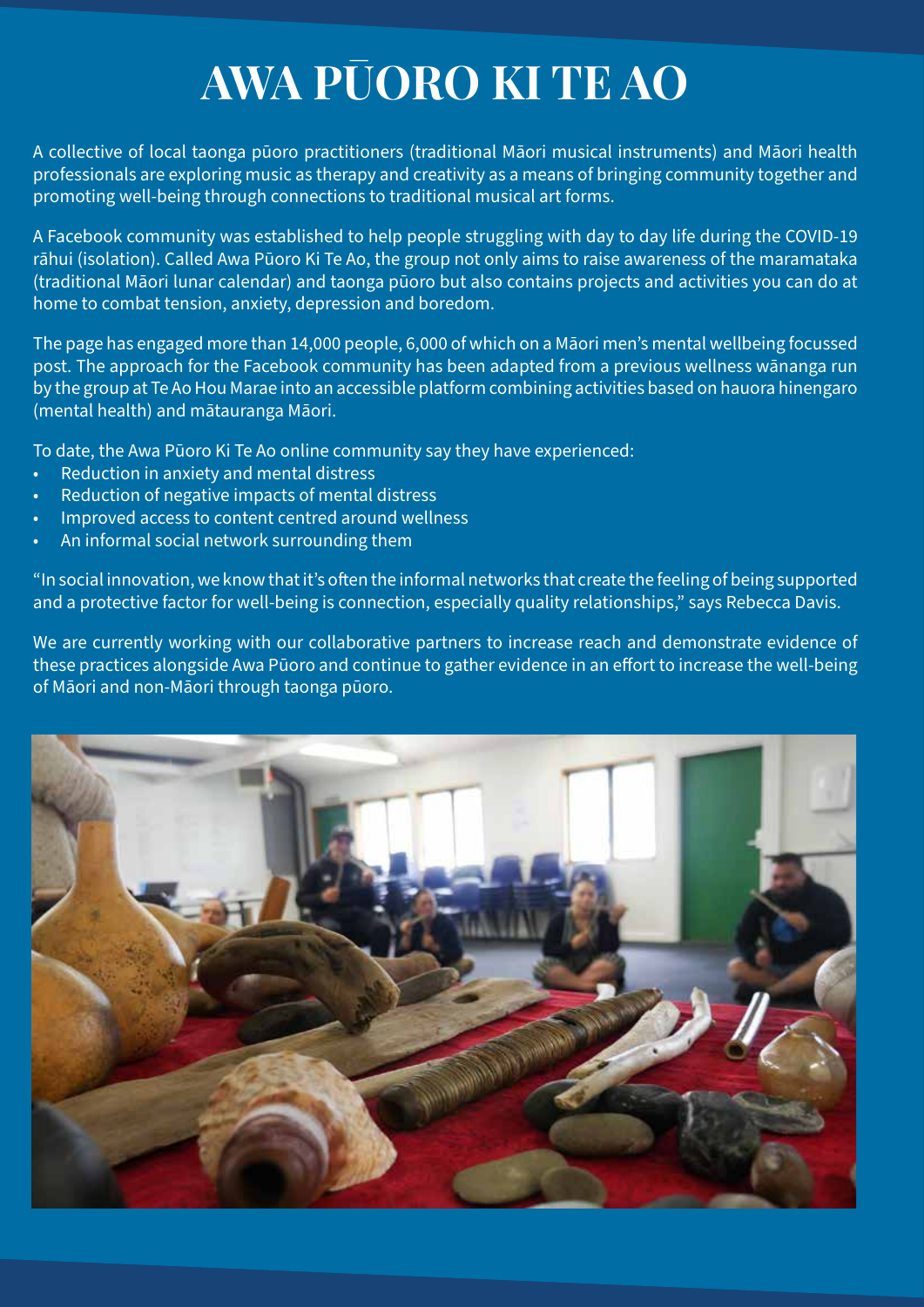# AWA PŪORO KI TE AO

A collective of local taonga pūoro practitioners (traditional Māori musical instruments) and Māori health professionals are exploring music as therapy and creativity as a means of bringing community together and promoting well-being through connections to traditional musical art forms.

A Facebook community was established to help people struggling with day to day life during the COVID-19 rāhui (isolation). Called Awa Pūoro Ki Te Ao, the group not only aims to raise awareness of the maramataka (traditional Māori lunar calendar) and taonga pūoro but also contains projects and activities you can do at home to combat tension, anxiety, depression and boredom.

The page has engaged more than 14,000 people, 6,000 of which on a Māori men's mental wellbeing focussed post. The approach for the Facebook community has been adapted from a previous wellness wānanga run by the group at Te Ao Hou Marae into an accessible platform combining activities based on hauora hinengaro (mental health) and mātauranga Māori.

To date, the Awa Pūoro Ki Te Ao online community say they have experienced:

- Reduction in anxiety and mental distress
- Reduction of negative impacts of mental distress
- Improved access to content centred around wellness
- An informal social network surrounding them

"In social innovation, we know that it's often the informal networks that create the feeling of being supported and a protective factor for well-being is connection, especially quality relationships," says Rebecca Davis.

We are currently working with our collaborative partners to increase reach and demonstrate evidence of these practices alongside Awa Pūoro and continue to gather evidence in an effort to increase the well-being of Māori and non-Māori through taonga pūoro.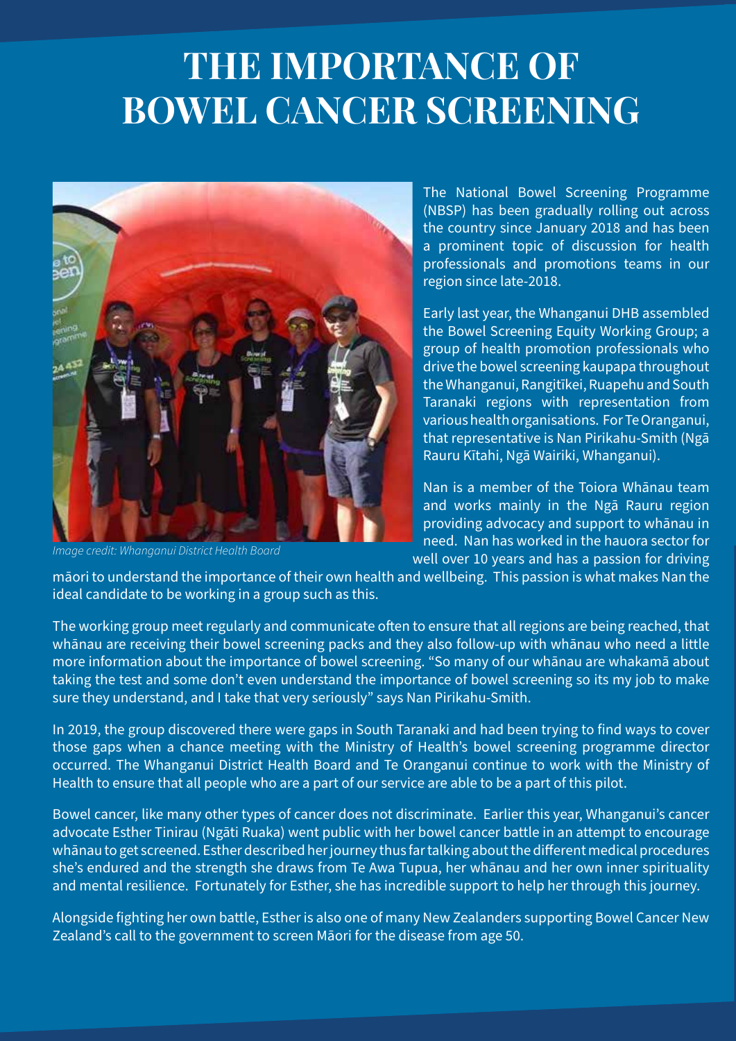# THE IMPORTANCE OF BOWEL CANCER SCREENING

*Image credit: Whanganui District Health Board*

The National Bowel Screening Programme (NBSP) has been gradually rolling out across the country since January 2018 and has been a prominent topic of discussion for health professionals and promotions teams in our region since late-2018.

Early last year, the Whanganui DHB assembled the Bowel Screening Equity Working Group; a group of health promotion professionals who drive the bowel screening kaupapa throughout the Whanganui, Rangitīkei, Ruapehu and South Taranaki regions with representation from various health organisations. For Te Oranganui, that representative is Nan Pirikahu-Smith (Ngā Rauru Kītahi, Ngā Wairiki, Whanganui).

Nan is a member of the Toiora Whānau team and works mainly in the Ngā Rauru region providing advocacy and support to whānau in need. Nan has worked in the hauora sector for well over 10 years and has a passion for driving māori to understand the importance of their own health and wellbeing. This passion is what makes Nan the ideal candidate to be working in a group such as this.

The working group meet regularly and communicate often to ensure that all regions are being reached, that whānau are receiving their bowel screening packs and they also follow-up with whānau who need a little more information about the importance of bowel screening. "So many of our whānau are whakamā about taking the test and some don't even understand the importance of bowel screening so its my job to make sure they understand, and I take that very seriously" says Nan Pirikahu-Smith.

In 2019, the group discovered there were gaps in South Taranaki and had been trying to find ways to cover those gaps when a chance meeting with the Ministry of Health's bowel screening programme director occurred. The Whanganui District Health Board and Te Oranganui continue to work with the Ministry of Health to ensure that all people who are a part of our service are able to be a part of this pilot.

Bowel cancer, like many other types of cancer does not discriminate. Earlier this year, Whanganui's cancer advocate Esther Tinirau (Ngāti Ruaka) went public with her bowel cancer battle in an attempt to encourage whānau to get screened. Esther described her journey thus far talking about the different medical procedures she's endured and the strength she draws from Te Awa Tupua, her whānau and her own inner spirituality and mental resilience. Fortunately for Esther, she has incredible support to help her through this journey.

Alongside fighting her own battle, Esther is also one of many New Zealanders supporting Bowel Cancer New Zealand's call to the government to screen Māori for the disease from age 50.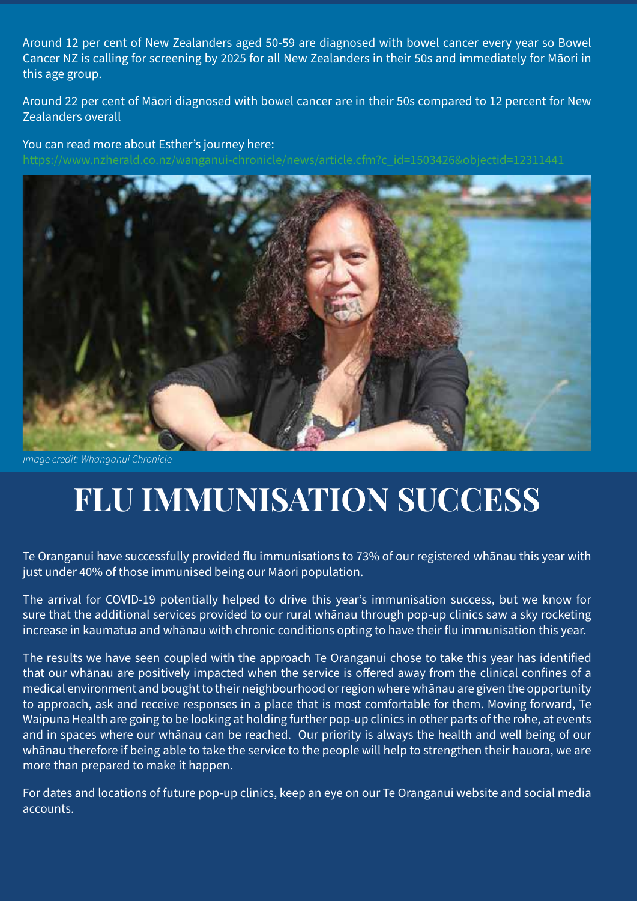Around 12 per cent of New Zealanders aged 50-59 are diagnosed with bowel cancer every year so Bowel Cancer NZ is calling for screening by 2025 for all New Zealanders in their 50s and immediately for Māori in this age group.

Around 22 per cent of Māori diagnosed with bowel cancer are in their 50s compared to 12 percent for New Zealanders overall

You can read more about Esther's journey here: https://www.nzherald.co.nz/wanganui-chronicle/news/article.cfm?c_id=1503426&objectid=12311441

*Image credit: Whanganui Chronicle*

# FLU IMMUNISATION SUCCESS

Te Oranganui have successfully provided flu immunisations to 73% of our registered whānau this year with just under 40% of those immunised being our Māori population.

The arrival for COVID-19 potentially helped to drive this year's immunisation success, but we know for sure that the additional services provided to our rural whānau through pop-up clinics saw a sky rocketing increase in kaumatua and whānau with chronic conditions opting to have their flu immunisation this year.

The results we have seen coupled with the approach Te Oranganui chose to take this year has identified that our whānau are positively impacted when the service is offered away from the clinical confines of a medical environment and bought to their neighbourhood or region where whānau are given the opportunity to approach, ask and receive responses in a place that is most comfortable for them. Moving forward, Te Waipuna Health are going to be looking at holding further pop-up clinics in other parts of the rohe, at events and in spaces where our whānau can be reached. Our priority is always the health and well being of our whānau therefore if being able to take the service to the people will help to strengthen their hauora, we are more than prepared to make it happen.

For dates and locations of future pop-up clinics, keep an eye on our Te Oranganui website and social media accounts.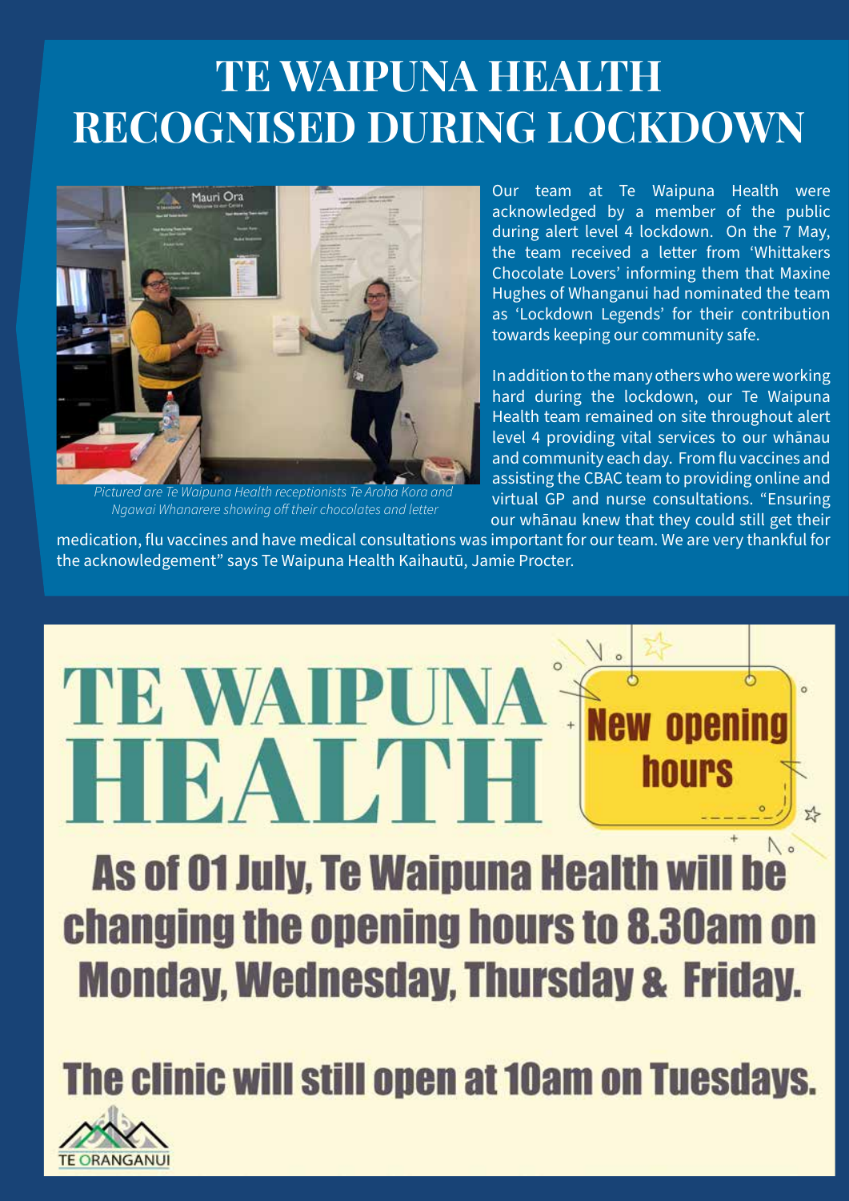# TE WAIPUNA HEALTH RECOGNISED DURING LOCKDOWN

*Pictured are Te Waipuna Health receptionists Te Aroha Kora and Ngawai Whanarere showing off their chocolates and letter*

Our team at Te Waipuna Health were acknowledged by a member of the public during alert level 4 lockdown. On the 7 May, the team received a letter from 'Whittakers Chocolate Lovers' informing them that Maxine Hughes of Whanganui had nominated the team as 'Lockdown Legends' for their contribution towards keeping our community safe.

In addition to the many others who were working hard during the lockdown, our Te Waipuna Health team remained on site throughout alert level 4 providing vital services to our whānau and community each day. From flu vaccines and assisting the CBAC team to providing online and virtual GP and nurse consultations. "Ensuring our whānau knew that they could still get their medication, flu vaccines and have medical consultations was important for our team. We are very thankful for the acknowledgement" says Te Waipuna Health Kaihautū, Jamie Procter.

# TE WAIPUNA HEALTH

**New opening hours**

## As of 01 July, Te Waipuna Health will be changing the opening hours to 8.30am on Monday, Wednesday, Thursday & Friday.

## The clinic will still open at 10am on Tuesdays.

TE ORANGANUI